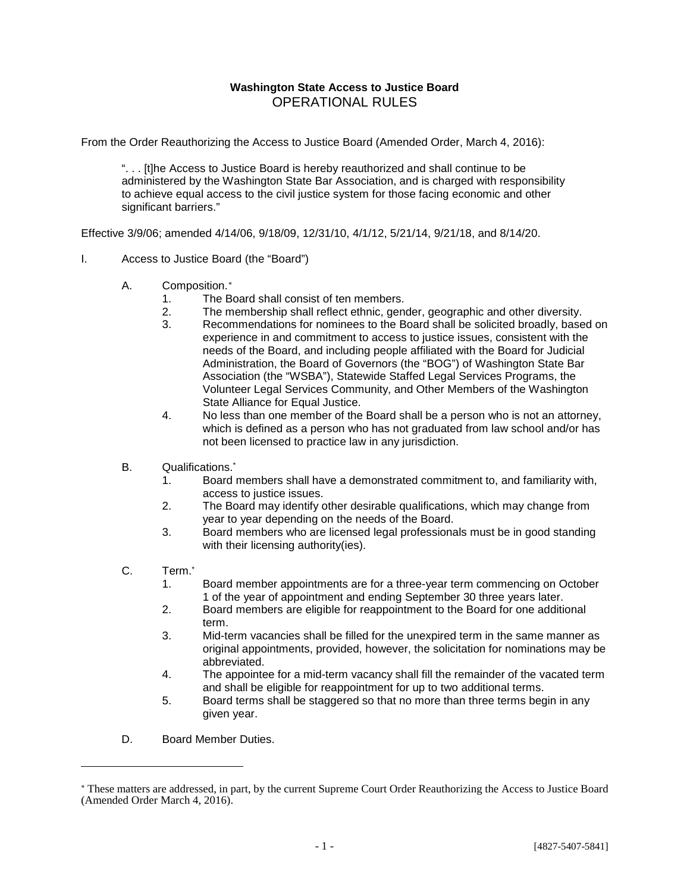**Washington State Access to Justice Board**
OPERATIONAL RULES

From the Order Reauthorizing the Access to Justice Board (Amended Order, March 4, 2016):

> ". . . [t]he Access to Justice Board is hereby reauthorized and shall continue to be administered by the Washington State Bar Association, and is charged with responsibility to achieve equal access to the civil justice system for those facing economic and other significant barriers."

Effective 3/9/06; amended 4/14/06, 9/18/09, 12/31/10, 4/1/12, 5/21/14, 9/21/18, and 8/14/20.

I. Access to Justice Board (the "Board")

  A. Composition.*
    1. The Board shall consist of ten members.
    2. The membership shall reflect ethnic, gender, geographic and other diversity.
    3. Recommendations for nominees to the Board shall be solicited broadly, based on experience in and commitment to access to justice issues, consistent with the needs of the Board, and including people affiliated with the Board for Judicial Administration, the Board of Governors (the "BOG") of Washington State Bar Association (the "WSBA"), Statewide Staffed Legal Services Programs, the Volunteer Legal Services Community, and Other Members of the Washington State Alliance for Equal Justice.
    4. No less than one member of the Board shall be a person who is not an attorney, which is defined as a person who has not graduated from law school and/or has not been licensed to practice law in any jurisdiction.

  B. Qualifications.*
    1. Board members shall have a demonstrated commitment to, and familiarity with, access to justice issues.
    2. The Board may identify other desirable qualifications, which may change from year to year depending on the needs of the Board.
    3. Board members who are licensed legal professionals must be in good standing with their licensing authority(ies).

  C. Term.*
    1. Board member appointments are for a three-year term commencing on October 1 of the year of appointment and ending September 30 three years later.
    2. Board members are eligible for reappointment to the Board for one additional term.
    3. Mid-term vacancies shall be filled for the unexpired term in the same manner as original appointments, provided, however, the solicitation for nominations may be abbreviated.
    4. The appointee for a mid-term vacancy shall fill the remainder of the vacated term and shall be eligible for reappointment for up to two additional terms.
    5. Board terms shall be staggered so that no more than three terms begin in any given year.

  D. Board Member Duties.

---

* These matters are addressed, in part, by the current Supreme Court Order Reauthorizing the Access to Justice Board (Amended Order March 4, 2016).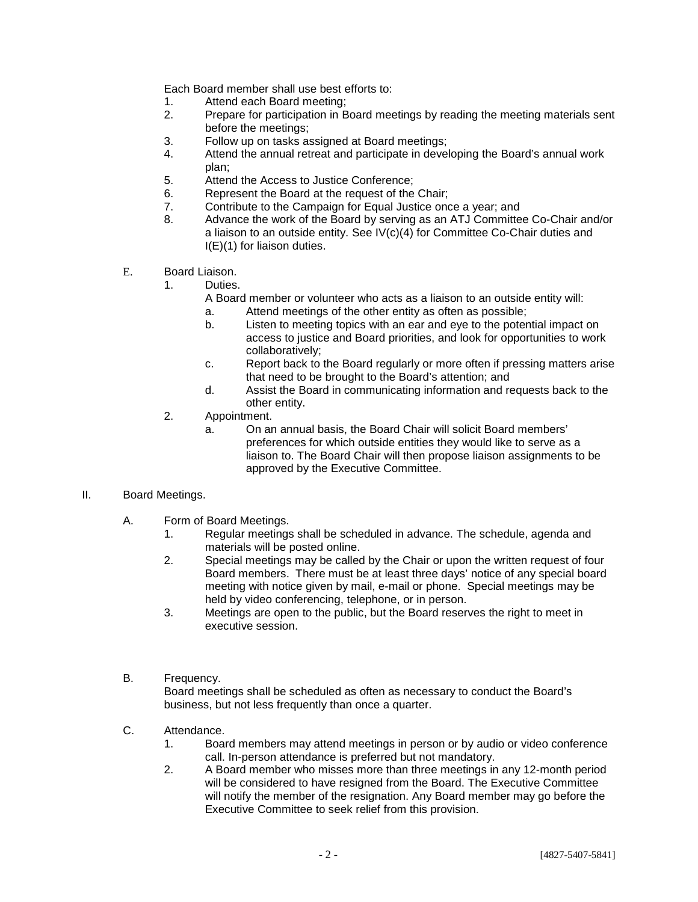Each Board member shall use best efforts to:

1. Attend each Board meeting;
2. Prepare for participation in Board meetings by reading the meeting materials sent before the meetings;
3. Follow up on tasks assigned at Board meetings;
4. Attend the annual retreat and participate in developing the Board's annual work plan;
5. Attend the Access to Justice Conference;
6. Represent the Board at the request of the Chair;
7. Contribute to the Campaign for Equal Justice once a year; and
8. Advance the work of the Board by serving as an ATJ Committee Co-Chair and/or a liaison to an outside entity. See IV(c)(4) for Committee Co-Chair duties and I(E)(1) for liaison duties.

E. Board Liaison.

1. Duties.

   A Board member or volunteer who acts as a liaison to an outside entity will:

   a. Attend meetings of the other entity as often as possible;
   b. Listen to meeting topics with an ear and eye to the potential impact on access to justice and Board priorities, and look for opportunities to work collaboratively;
   c. Report back to the Board regularly or more often if pressing matters arise that need to be brought to the Board's attention; and
   d. Assist the Board in communicating information and requests back to the other entity.

2. Appointment.

   a. On an annual basis, the Board Chair will solicit Board members' preferences for which outside entities they would like to serve as a liaison to. The Board Chair will then propose liaison assignments to be approved by the Executive Committee.

II. Board Meetings.

A. Form of Board Meetings.

1. Regular meetings shall be scheduled in advance. The schedule, agenda and materials will be posted online.
2. Special meetings may be called by the Chair or upon the written request of four Board members. There must be at least three days' notice of any special board meeting with notice given by mail, e-mail or phone. Special meetings may be held by video conferencing, telephone, or in person.
3. Meetings are open to the public, but the Board reserves the right to meet in executive session.

B. Frequency.

Board meetings shall be scheduled as often as necessary to conduct the Board's business, but not less frequently than once a quarter.

C. Attendance.

1. Board members may attend meetings in person or by audio or video conference call. In-person attendance is preferred but not mandatory.
2. A Board member who misses more than three meetings in any 12-month period will be considered to have resigned from the Board. The Executive Committee will notify the member of the resignation. Any Board member may go before the Executive Committee to seek relief from this provision.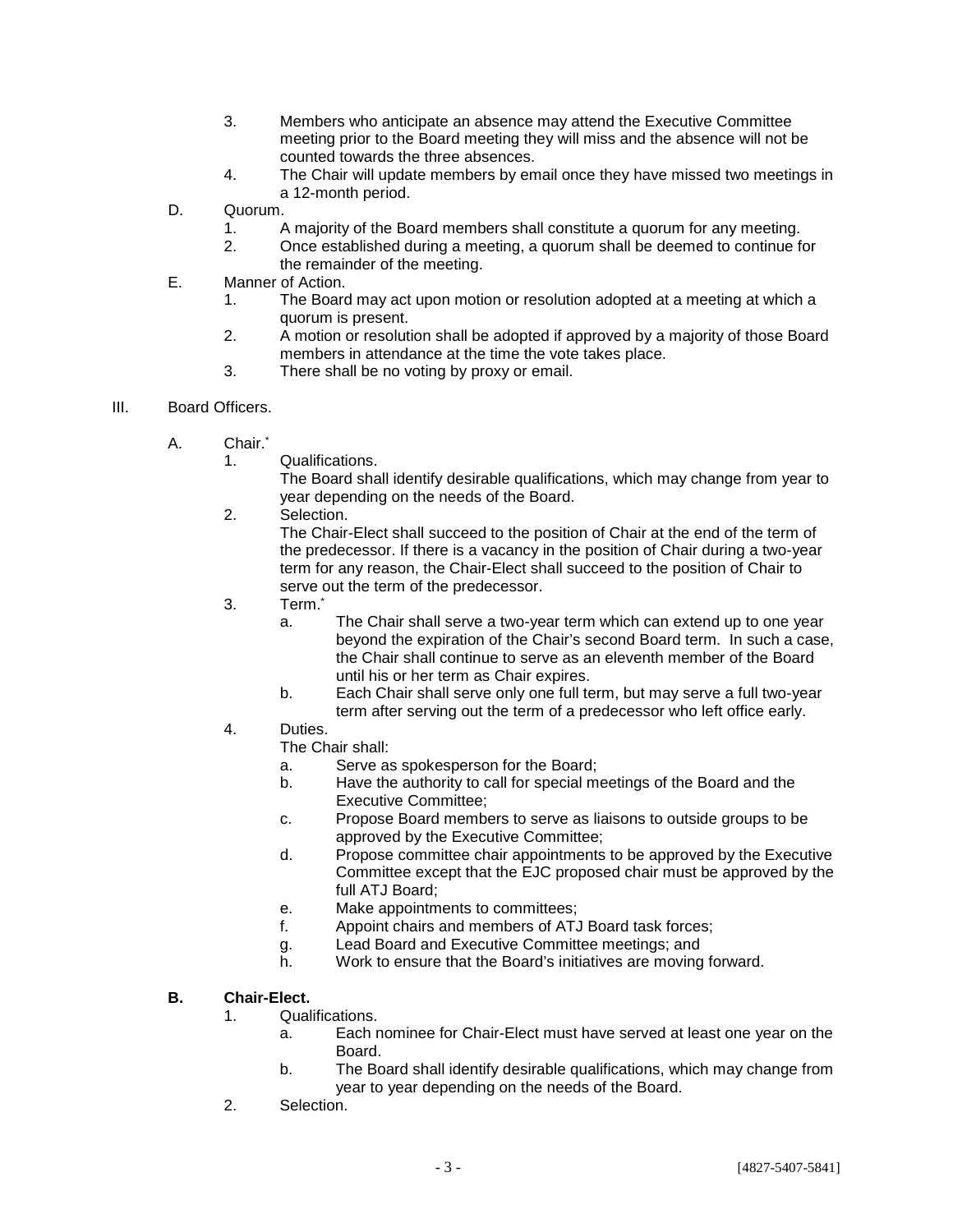3. Members who anticipate an absence may attend the Executive Committee meeting prior to the Board meeting they will miss and the absence will not be counted towards the three absences.
4. The Chair will update members by email once they have missed two meetings in a 12-month period.

D. Quorum.
1. A majority of the Board members shall constitute a quorum for any meeting.
2. Once established during a meeting, a quorum shall be deemed to continue for the remainder of the meeting.

E. Manner of Action.
1. The Board may act upon motion or resolution adopted at a meeting at which a quorum is present.
2. A motion or resolution shall be adopted if approved by a majority of those Board members in attendance at the time the vote takes place.
3. There shall be no voting by proxy or email.

III. Board Officers.

A. Chair.*

1. Qualifications.
The Board shall identify desirable qualifications, which may change from year to year depending on the needs of the Board.

2. Selection.
The Chair-Elect shall succeed to the position of Chair at the end of the term of the predecessor. If there is a vacancy in the position of Chair during a two-year term for any reason, the Chair-Elect shall succeed to the position of Chair to serve out the term of the predecessor.

3. Term.*
   a. The Chair shall serve a two-year term which can extend up to one year beyond the expiration of the Chair's second Board term. In such a case, the Chair shall continue to serve as an eleventh member of the Board until his or her term as Chair expires.
   b. Each Chair shall serve only one full term, but may serve a full two-year term after serving out the term of a predecessor who left office early.

4. Duties.
The Chair shall:
   a. Serve as spokesperson for the Board;
   b. Have the authority to call for special meetings of the Board and the Executive Committee;
   c. Propose Board members to serve as liaisons to outside groups to be approved by the Executive Committee;
   d. Propose committee chair appointments to be approved by the Executive Committee except that the EJC proposed chair must be approved by the full ATJ Board;
   e. Make appointments to committees;
   f. Appoint chairs and members of ATJ Board task forces;
   g. Lead Board and Executive Committee meetings; and
   h. Work to ensure that the Board's initiatives are moving forward.

**B. Chair-Elect.**

1. Qualifications.
   a. Each nominee for Chair-Elect must have served at least one year on the Board.
   b. The Board shall identify desirable qualifications, which may change from year to year depending on the needs of the Board.

2. Selection.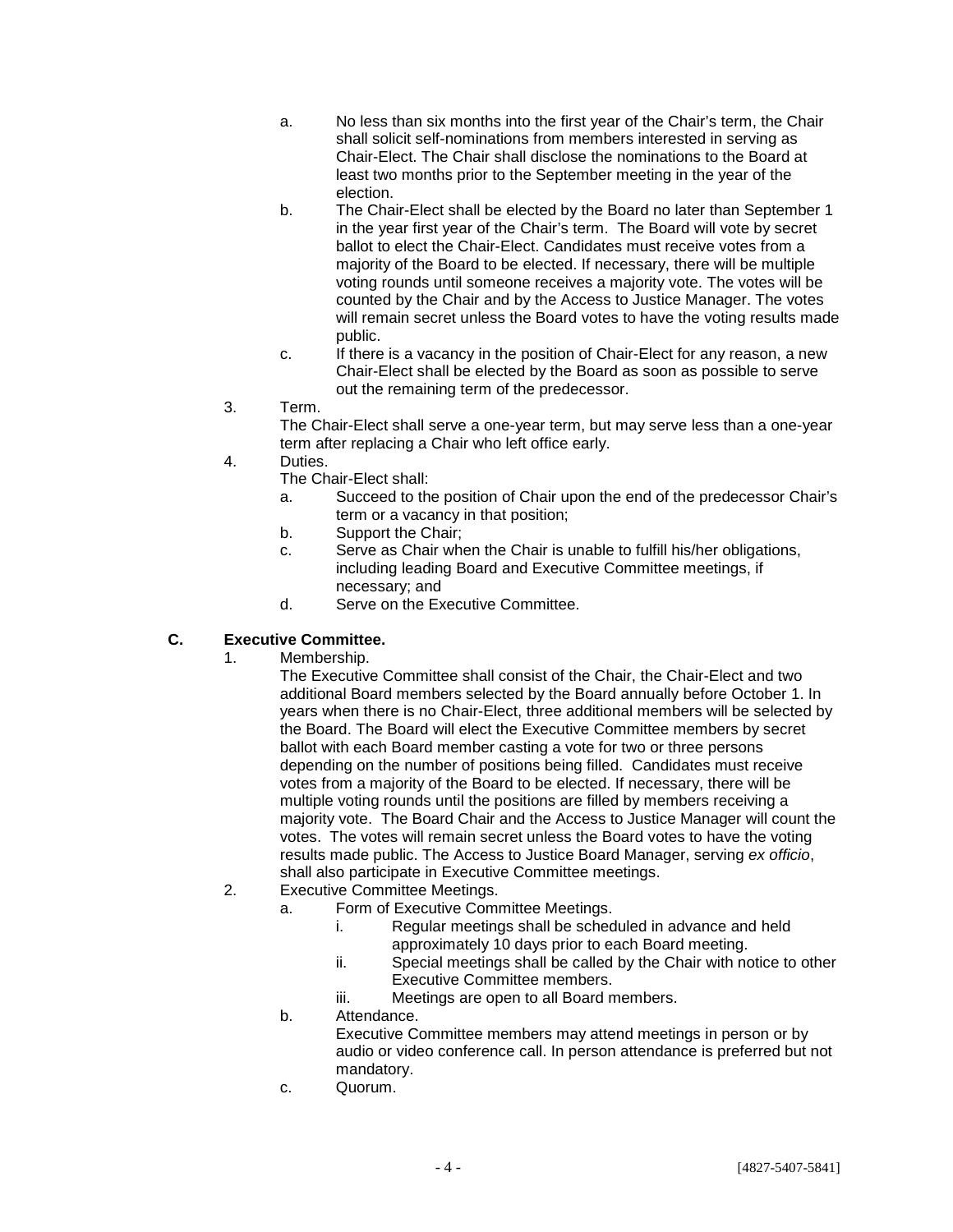a. No less than six months into the first year of the Chair's term, the Chair shall solicit self-nominations from members interested in serving as Chair-Elect. The Chair shall disclose the nominations to the Board at least two months prior to the September meeting in the year of the election.

b. The Chair-Elect shall be elected by the Board no later than September 1 in the year first year of the Chair's term. The Board will vote by secret ballot to elect the Chair-Elect. Candidates must receive votes from a majority of the Board to be elected. If necessary, there will be multiple voting rounds until someone receives a majority vote. The votes will be counted by the Chair and by the Access to Justice Manager. The votes will remain secret unless the Board votes to have the voting results made public.

c. If there is a vacancy in the position of Chair-Elect for any reason, a new Chair-Elect shall be elected by the Board as soon as possible to serve out the remaining term of the predecessor.

3. Term.
   The Chair-Elect shall serve a one-year term, but may serve less than a one-year term after replacing a Chair who left office early.

4. Duties.
   The Chair-Elect shall:
   a. Succeed to the position of Chair upon the end of the predecessor Chair's term or a vacancy in that position;
   b. Support the Chair;
   c. Serve as Chair when the Chair is unable to fulfill his/her obligations, including leading Board and Executive Committee meetings, if necessary; and
   d. Serve on the Executive Committee.

**C. Executive Committee.**

1. Membership.
   The Executive Committee shall consist of the Chair, the Chair-Elect and two additional Board members selected by the Board annually before October 1. In years when there is no Chair-Elect, three additional members will be selected by the Board. The Board will elect the Executive Committee members by secret ballot with each Board member casting a vote for two or three persons depending on the number of positions being filled. Candidates must receive votes from a majority of the Board to be elected. If necessary, there will be multiple voting rounds until the positions are filled by members receiving a majority vote. The Board Chair and the Access to Justice Manager will count the votes. The votes will remain secret unless the Board votes to have the voting results made public. The Access to Justice Board Manager, serving *ex officio*, shall also participate in Executive Committee meetings.

2. Executive Committee Meetings.
   a. Form of Executive Committee Meetings.
      i. Regular meetings shall be scheduled in advance and held approximately 10 days prior to each Board meeting.
      ii. Special meetings shall be called by the Chair with notice to other Executive Committee members.
      iii. Meetings are open to all Board members.
   b. Attendance.
      Executive Committee members may attend meetings in person or by audio or video conference call. In person attendance is preferred but not mandatory.
   c. Quorum.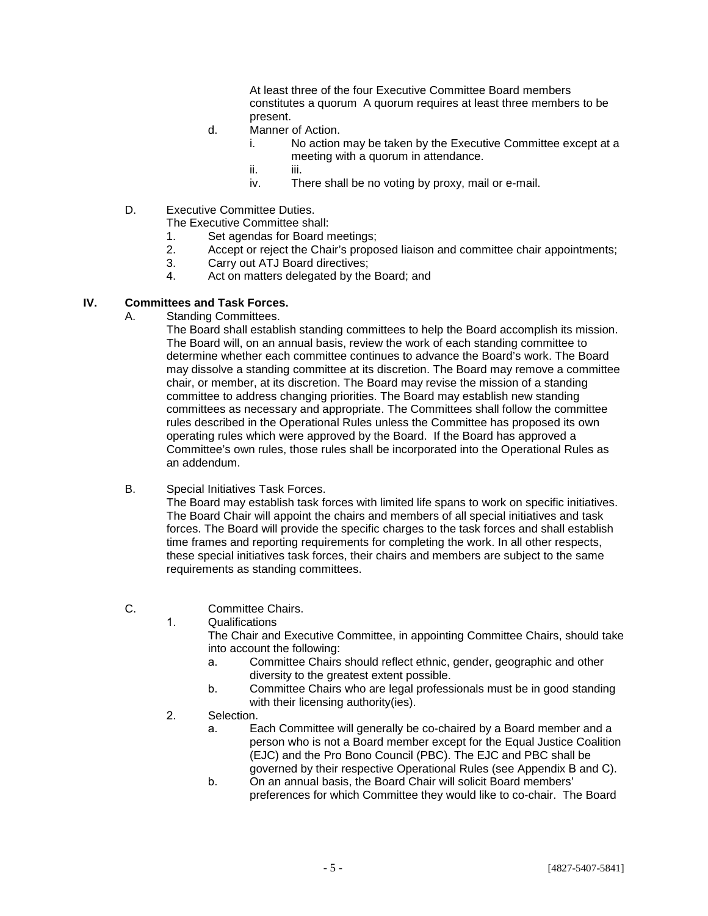At least three of the four Executive Committee Board members constitutes a quorum  A quorum requires at least three members to be present.

d. Manner of Action.
   i. No action may be taken by the Executive Committee except at a meeting with a quorum in attendance.
   ii. iii.
   iv. There shall be no voting by proxy, mail or e-mail.

D. Executive Committee Duties.
The Executive Committee shall:
1. Set agendas for Board meetings;
2. Accept or reject the Chair's proposed liaison and committee chair appointments;
3. Carry out ATJ Board directives;
4. Act on matters delegated by the Board; and

## IV. Committees and Task Forces.

A. Standing Committees.
The Board shall establish standing committees to help the Board accomplish its mission. The Board will, on an annual basis, review the work of each standing committee to determine whether each committee continues to advance the Board's work. The Board may dissolve a standing committee at its discretion. The Board may remove a committee chair, or member, at its discretion. The Board may revise the mission of a standing committee to address changing priorities. The Board may establish new standing committees as necessary and appropriate. The Committees shall follow the committee rules described in the Operational Rules unless the Committee has proposed its own operating rules which were approved by the Board.  If the Board has approved a Committee's own rules, those rules shall be incorporated into the Operational Rules as an addendum.

B. Special Initiatives Task Forces.
The Board may establish task forces with limited life spans to work on specific initiatives. The Board Chair will appoint the chairs and members of all special initiatives and task forces. The Board will provide the specific charges to the task forces and shall establish time frames and reporting requirements for completing the work. In all other respects, these special initiatives task forces, their chairs and members are subject to the same requirements as standing committees.

C. Committee Chairs.
1. Qualifications
The Chair and Executive Committee, in appointing Committee Chairs, should take into account the following:
   a. Committee Chairs should reflect ethnic, gender, geographic and other diversity to the greatest extent possible.
   b. Committee Chairs who are legal professionals must be in good standing with their licensing authority(ies).
2. Selection.
   a. Each Committee will generally be co-chaired by a Board member and a person who is not a Board member except for the Equal Justice Coalition (EJC) and the Pro Bono Council (PBC). The EJC and PBC shall be governed by their respective Operational Rules (see Appendix B and C).
   b. On an annual basis, the Board Chair will solicit Board members' preferences for which Committee they would like to co-chair.  The Board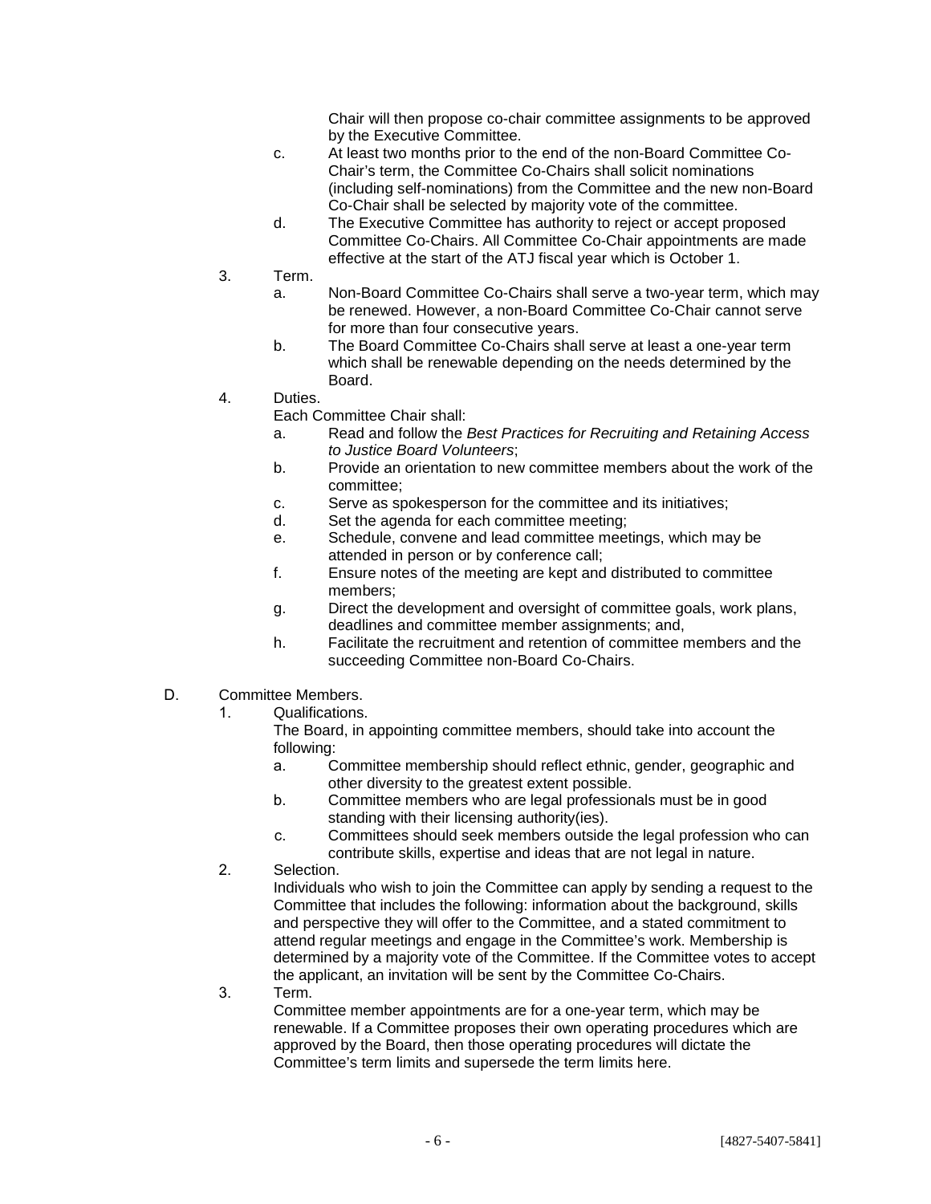Chair will then propose co-chair committee assignments to be approved by the Executive Committee.

c. At least two months prior to the end of the non-Board Committee Co-Chair's term, the Committee Co-Chairs shall solicit nominations (including self-nominations) from the Committee and the new non-Board Co-Chair shall be selected by majority vote of the committee.

d. The Executive Committee has authority to reject or accept proposed Committee Co-Chairs. All Committee Co-Chair appointments are made effective at the start of the ATJ fiscal year which is October 1.

3. Term.

   a. Non-Board Committee Co-Chairs shall serve a two-year term, which may be renewed. However, a non-Board Committee Co-Chair cannot serve for more than four consecutive years.

   b. The Board Committee Co-Chairs shall serve at least a one-year term which shall be renewable depending on the needs determined by the Board.

4. Duties.

   Each Committee Chair shall:

   a. Read and follow the *Best Practices for Recruiting and Retaining Access to Justice Board Volunteers*;

   b. Provide an orientation to new committee members about the work of the committee;

   c. Serve as spokesperson for the committee and its initiatives;

   d. Set the agenda for each committee meeting;

   e. Schedule, convene and lead committee meetings, which may be attended in person or by conference call;

   f. Ensure notes of the meeting are kept and distributed to committee members;

   g. Direct the development and oversight of committee goals, work plans, deadlines and committee member assignments; and,

   h. Facilitate the recruitment and retention of committee members and the succeeding Committee non-Board Co-Chairs.

D. Committee Members.

1. Qualifications.

   The Board, in appointing committee members, should take into account the following:

   a. Committee membership should reflect ethnic, gender, geographic and other diversity to the greatest extent possible.

   b. Committee members who are legal professionals must be in good standing with their licensing authority(ies).

   c. Committees should seek members outside the legal profession who can contribute skills, expertise and ideas that are not legal in nature.

2. Selection.

   Individuals who wish to join the Committee can apply by sending a request to the Committee that includes the following: information about the background, skills and perspective they will offer to the Committee, and a stated commitment to attend regular meetings and engage in the Committee's work. Membership is determined by a majority vote of the Committee. If the Committee votes to accept the applicant, an invitation will be sent by the Committee Co-Chairs.

3. Term.

   Committee member appointments are for a one-year term, which may be renewable. If a Committee proposes their own operating procedures which are approved by the Board, then those operating procedures will dictate the Committee's term limits and supersede the term limits here.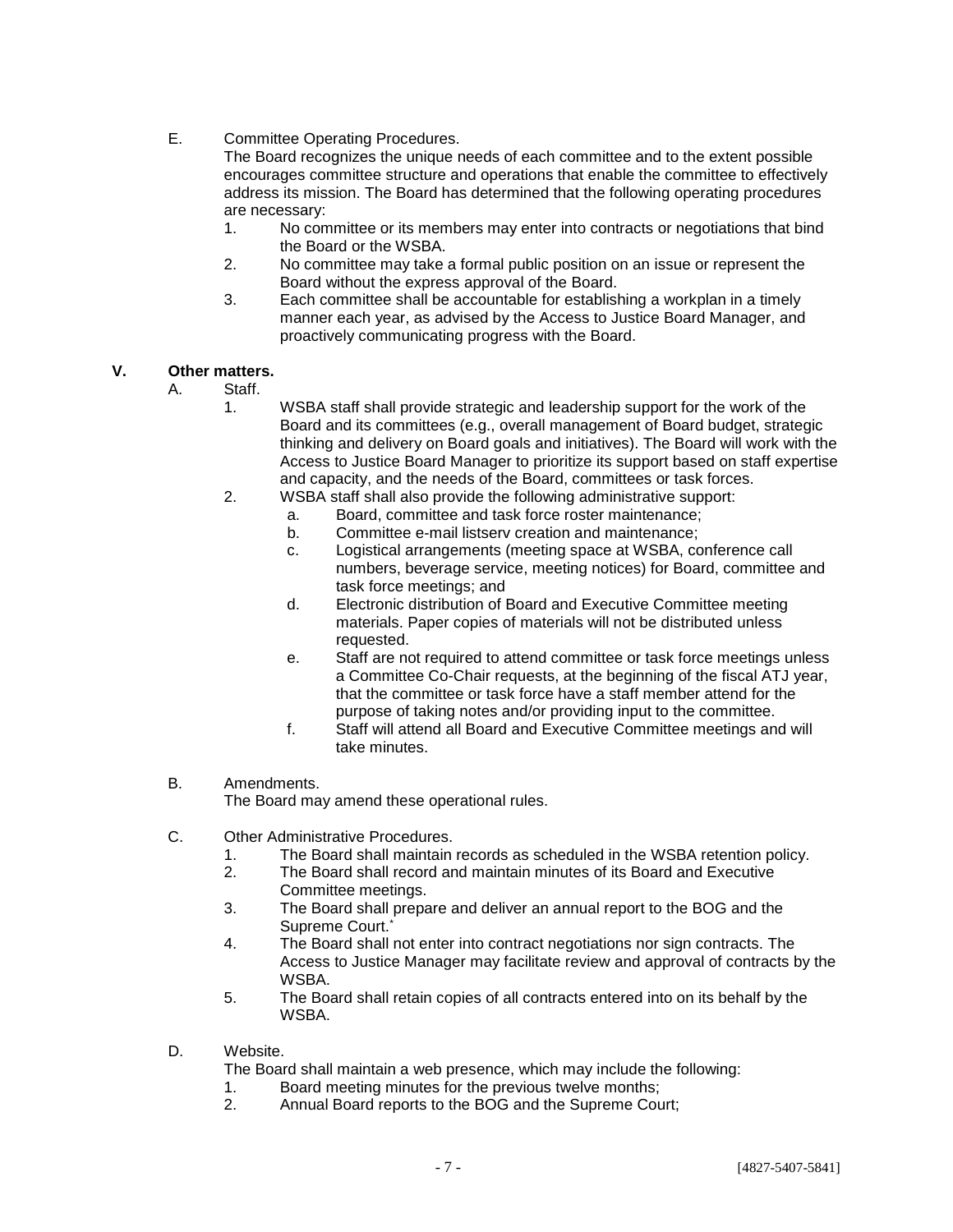E. Committee Operating Procedures.

The Board recognizes the unique needs of each committee and to the extent possible encourages committee structure and operations that enable the committee to effectively address its mission. The Board has determined that the following operating procedures are necessary:

1. No committee or its members may enter into contracts or negotiations that bind the Board or the WSBA.
2. No committee may take a formal public position on an issue or represent the Board without the express approval of the Board.
3. Each committee shall be accountable for establishing a workplan in a timely manner each year, as advised by the Access to Justice Board Manager, and proactively communicating progress with the Board.

## V. Other matters.

A. Staff.

1. WSBA staff shall provide strategic and leadership support for the work of the Board and its committees (e.g., overall management of Board budget, strategic thinking and delivery on Board goals and initiatives). The Board will work with the Access to Justice Board Manager to prioritize its support based on staff expertise and capacity, and the needs of the Board, committees or task forces.
2. WSBA staff shall also provide the following administrative support:
   a. Board, committee and task force roster maintenance;
   b. Committee e-mail listserv creation and maintenance;
   c. Logistical arrangements (meeting space at WSBA, conference call numbers, beverage service, meeting notices) for Board, committee and task force meetings; and
   d. Electronic distribution of Board and Executive Committee meeting materials. Paper copies of materials will not be distributed unless requested.
   e. Staff are not required to attend committee or task force meetings unless a Committee Co-Chair requests, at the beginning of the fiscal ATJ year, that the committee or task force have a staff member attend for the purpose of taking notes and/or providing input to the committee.
   f. Staff will attend all Board and Executive Committee meetings and will take minutes.

B. Amendments.

The Board may amend these operational rules.

C. Other Administrative Procedures.

1. The Board shall maintain records as scheduled in the WSBA retention policy.
2. The Board shall record and maintain minutes of its Board and Executive Committee meetings.
3. The Board shall prepare and deliver an annual report to the BOG and the Supreme Court.*
4. The Board shall not enter into contract negotiations nor sign contracts. The Access to Justice Manager may facilitate review and approval of contracts by the WSBA.
5. The Board shall retain copies of all contracts entered into on its behalf by the WSBA.

D. Website.

The Board shall maintain a web presence, which may include the following:

1. Board meeting minutes for the previous twelve months;
2. Annual Board reports to the BOG and the Supreme Court;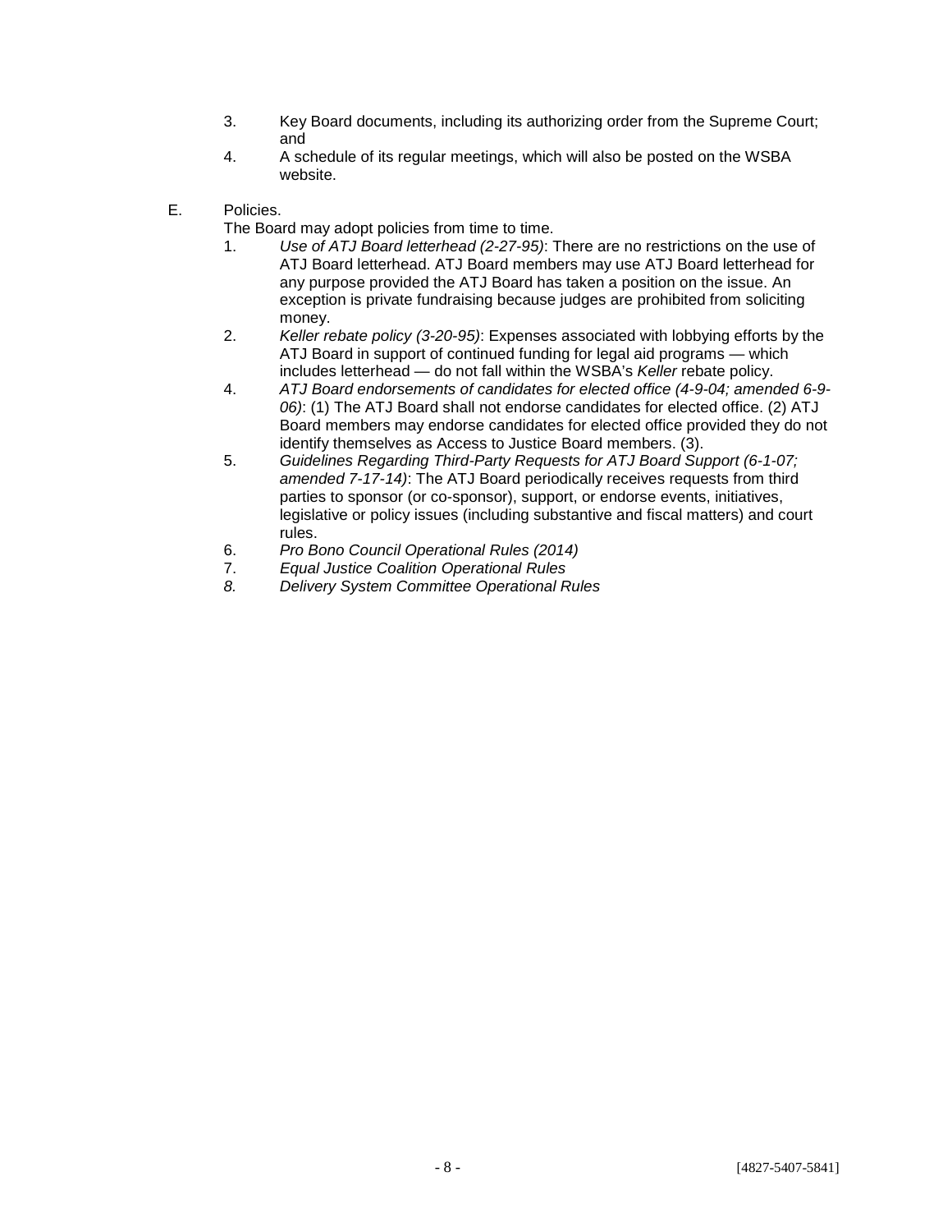3. Key Board documents, including its authorizing order from the Supreme Court; and
4. A schedule of its regular meetings, which will also be posted on the WSBA website.

E. Policies.

The Board may adopt policies from time to time.

1. *Use of ATJ Board letterhead (2-27-95)*: There are no restrictions on the use of ATJ Board letterhead. ATJ Board members may use ATJ Board letterhead for any purpose provided the ATJ Board has taken a position on the issue. An exception is private fundraising because judges are prohibited from soliciting money.
2. *Keller rebate policy (3-20-95)*: Expenses associated with lobbying efforts by the ATJ Board in support of continued funding for legal aid programs — which includes letterhead — do not fall within the WSBA's *Keller* rebate policy.
4. *ATJ Board endorsements of candidates for elected office (4-9-04; amended 6-9-06)*: (1) The ATJ Board shall not endorse candidates for elected office. (2) ATJ Board members may endorse candidates for elected office provided they do not identify themselves as Access to Justice Board members. (3).
5. *Guidelines Regarding Third-Party Requests for ATJ Board Support (6-1-07; amended 7-17-14)*: The ATJ Board periodically receives requests from third parties to sponsor (or co-sponsor), support, or endorse events, initiatives, legislative or policy issues (including substantive and fiscal matters) and court rules.
6. *Pro Bono Council Operational Rules (2014)*
7. *Equal Justice Coalition Operational Rules*
8. *Delivery System Committee Operational Rules*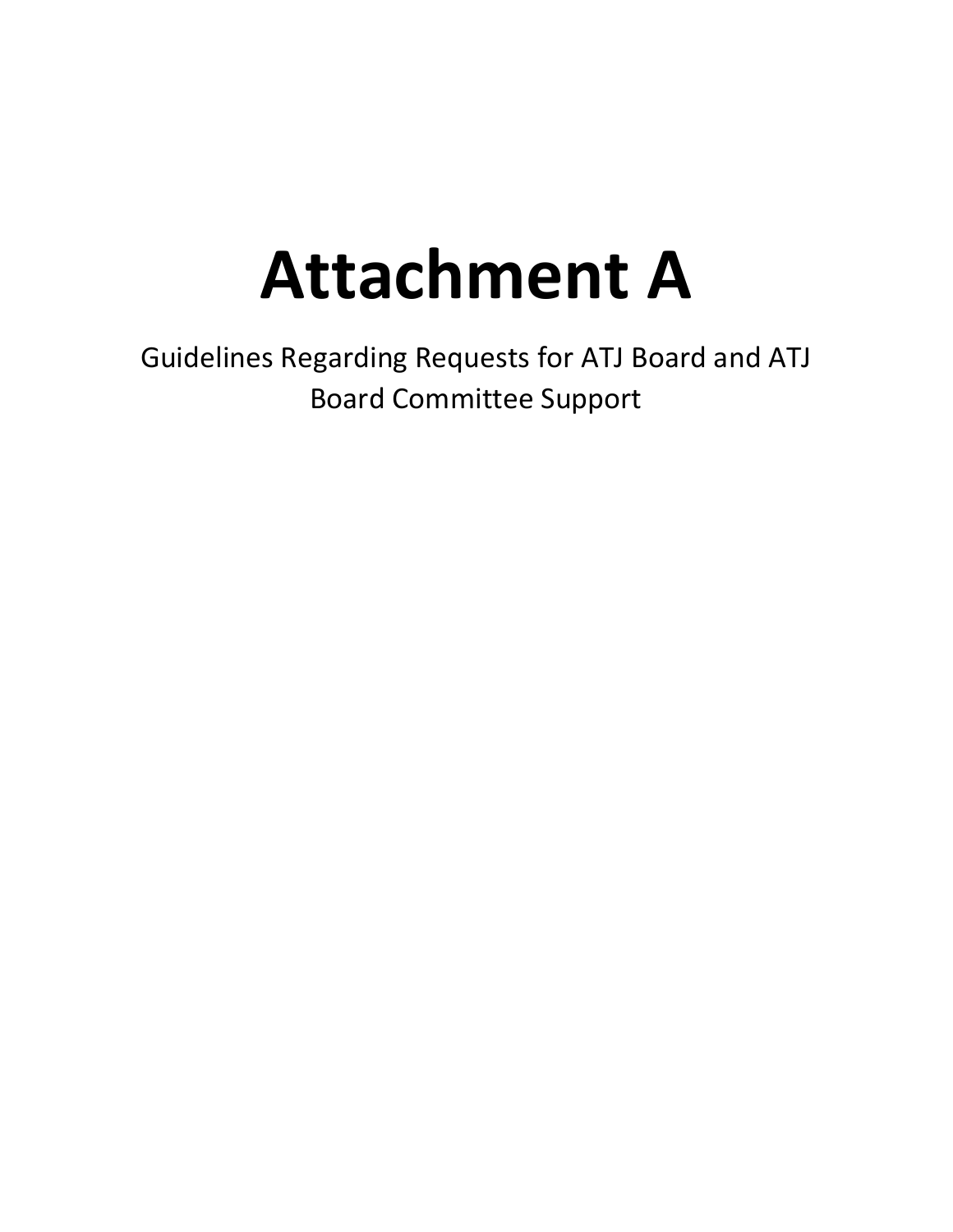# Attachment A

Guidelines Regarding Requests for ATJ Board and ATJ Board Committee Support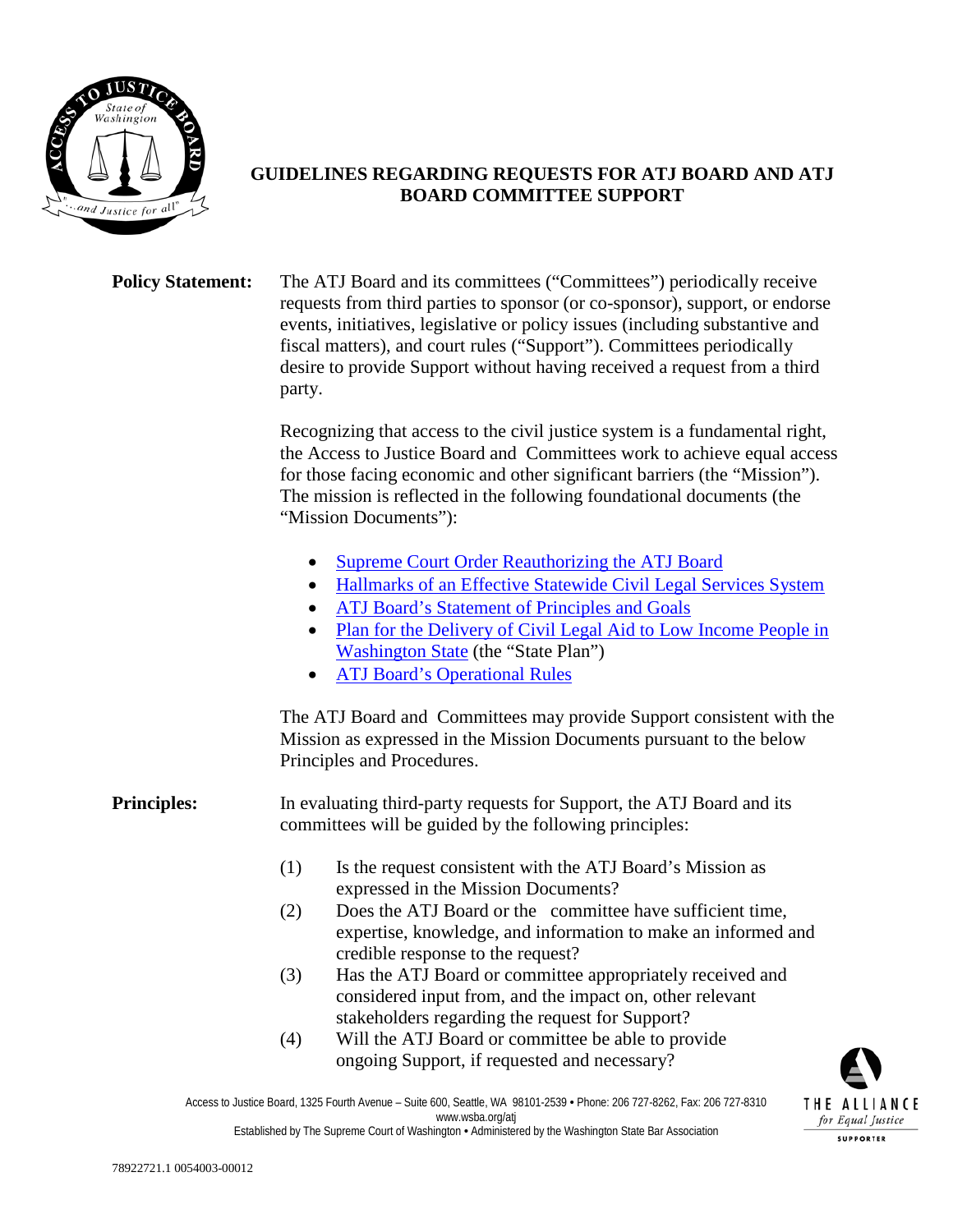# GUIDELINES REGARDING REQUESTS FOR ATJ BOARD AND ATJ BOARD COMMITTEE SUPPORT

**Policy Statement:** The ATJ Board and its committees ("Committees") periodically receive requests from third parties to sponsor (or co-sponsor), support, or endorse events, initiatives, legislative or policy issues (including substantive and fiscal matters), and court rules ("Support"). Committees periodically desire to provide Support without having received a request from a third party.

Recognizing that access to the civil justice system is a fundamental right, the Access to Justice Board and Committees work to achieve equal access for those facing economic and other significant barriers (the "Mission"). The mission is reflected in the following foundational documents (the "Mission Documents"):

- Supreme Court Order Reauthorizing the ATJ Board
- Hallmarks of an Effective Statewide Civil Legal Services System
- ATJ Board's Statement of Principles and Goals
- Plan for the Delivery of Civil Legal Aid to Low Income People in Washington State (the "State Plan")
- ATJ Board's Operational Rules

The ATJ Board and Committees may provide Support consistent with the Mission as expressed in the Mission Documents pursuant to the below Principles and Procedures.

**Principles:** In evaluating third-party requests for Support, the ATJ Board and its committees will be guided by the following principles:

(1) Is the request consistent with the ATJ Board's Mission as expressed in the Mission Documents?

(2) Does the ATJ Board or the committee have sufficient time, expertise, knowledge, and information to make an informed and credible response to the request?

(3) Has the ATJ Board or committee appropriately received and considered input from, and the impact on, other relevant stakeholders regarding the request for Support?

(4) Will the ATJ Board or committee be able to provide ongoing Support, if requested and necessary?

Access to Justice Board, 1325 Fourth Avenue – Suite 600, Seattle, WA 98101-2539 • Phone: 206 727-8262, Fax: 206 727-8310
www.wsba.org/atj
Established by The Supreme Court of Washington • Administered by the Washington State Bar Association

78922721.1 0054003-00012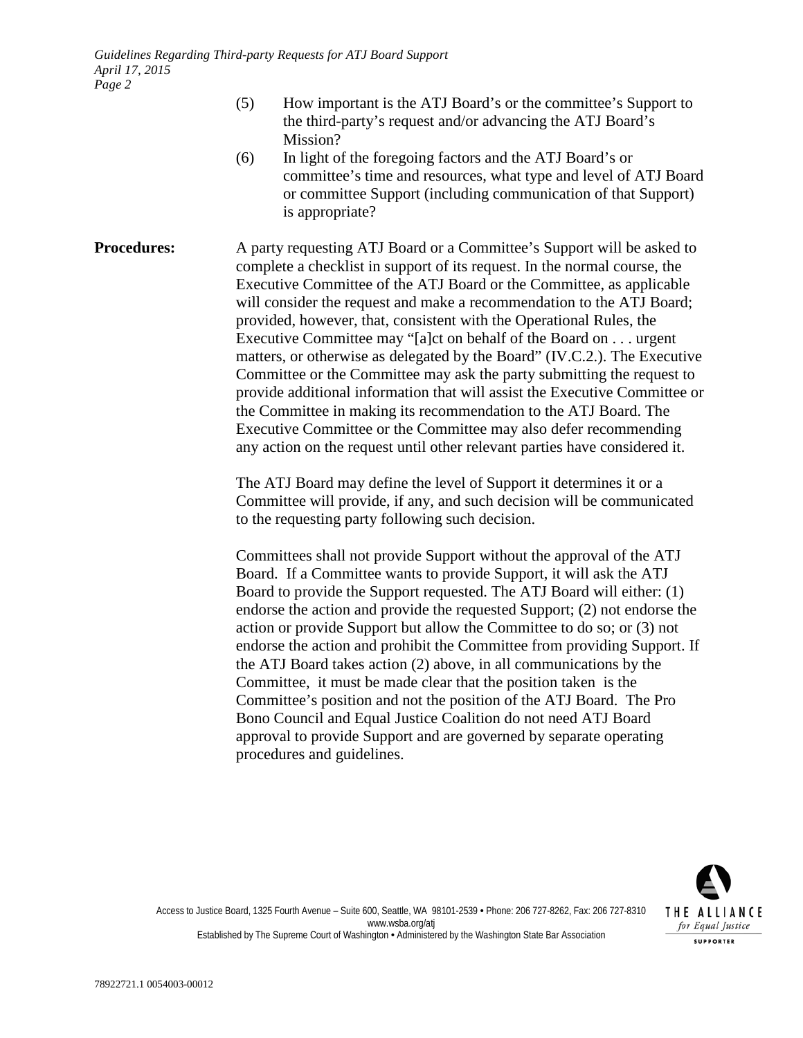(5) How important is the ATJ Board's or the committee's Support to the third-party's request and/or advancing the ATJ Board's Mission?

(6) In light of the foregoing factors and the ATJ Board's or committee's time and resources, what type and level of ATJ Board or committee Support (including communication of that Support) is appropriate?

**Procedures:** A party requesting ATJ Board or a Committee's Support will be asked to complete a checklist in support of its request. In the normal course, the Executive Committee of the ATJ Board or the Committee, as applicable will consider the request and make a recommendation to the ATJ Board; provided, however, that, consistent with the Operational Rules, the Executive Committee may "[a]ct on behalf of the Board on . . . urgent matters, or otherwise as delegated by the Board" (IV.C.2.). The Executive Committee or the Committee may ask the party submitting the request to provide additional information that will assist the Executive Committee or the Committee in making its recommendation to the ATJ Board. The Executive Committee or the Committee may also defer recommending any action on the request until other relevant parties have considered it.

The ATJ Board may define the level of Support it determines it or a Committee will provide, if any, and such decision will be communicated to the requesting party following such decision.

Committees shall not provide Support without the approval of the ATJ Board. If a Committee wants to provide Support, it will ask the ATJ Board to provide the Support requested. The ATJ Board will either: (1) endorse the action and provide the requested Support; (2) not endorse the action or provide Support but allow the Committee to do so; or (3) not endorse the action and prohibit the Committee from providing Support. If the ATJ Board takes action (2) above, in all communications by the Committee, it must be made clear that the position taken is the Committee's position and not the position of the ATJ Board. The Pro Bono Council and Equal Justice Coalition do not need ATJ Board approval to provide Support and are governed by separate operating procedures and guidelines.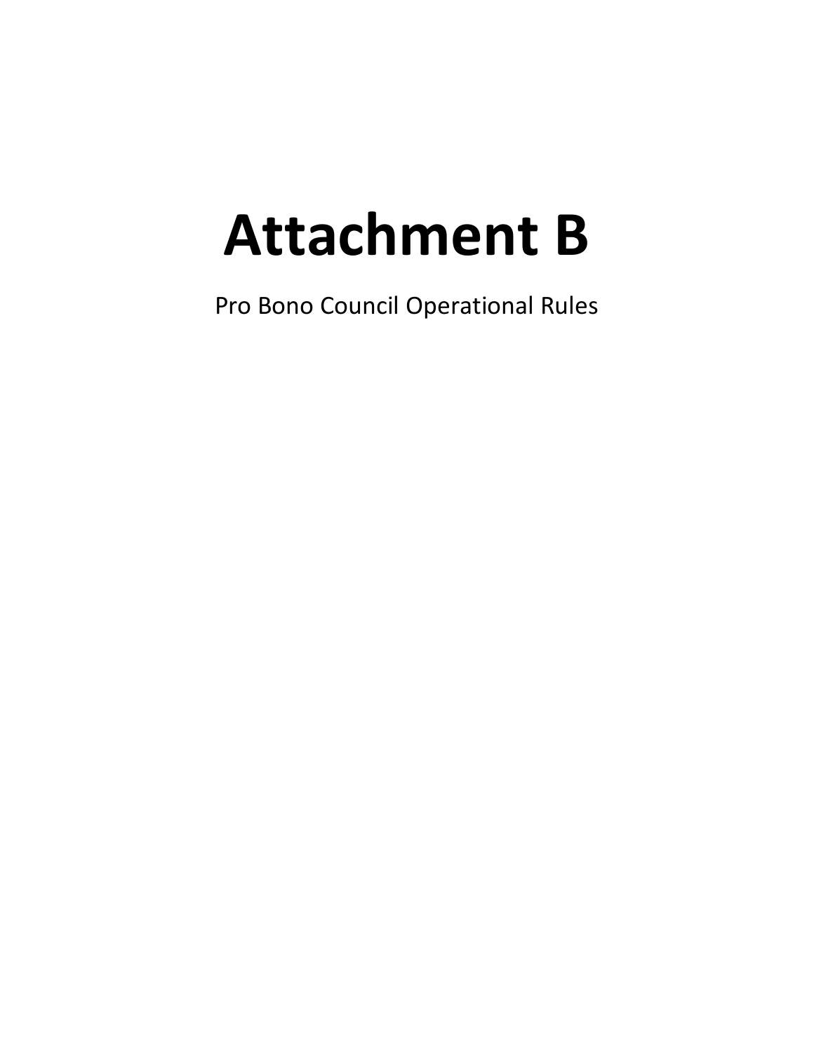# Attachment B

Pro Bono Council Operational Rules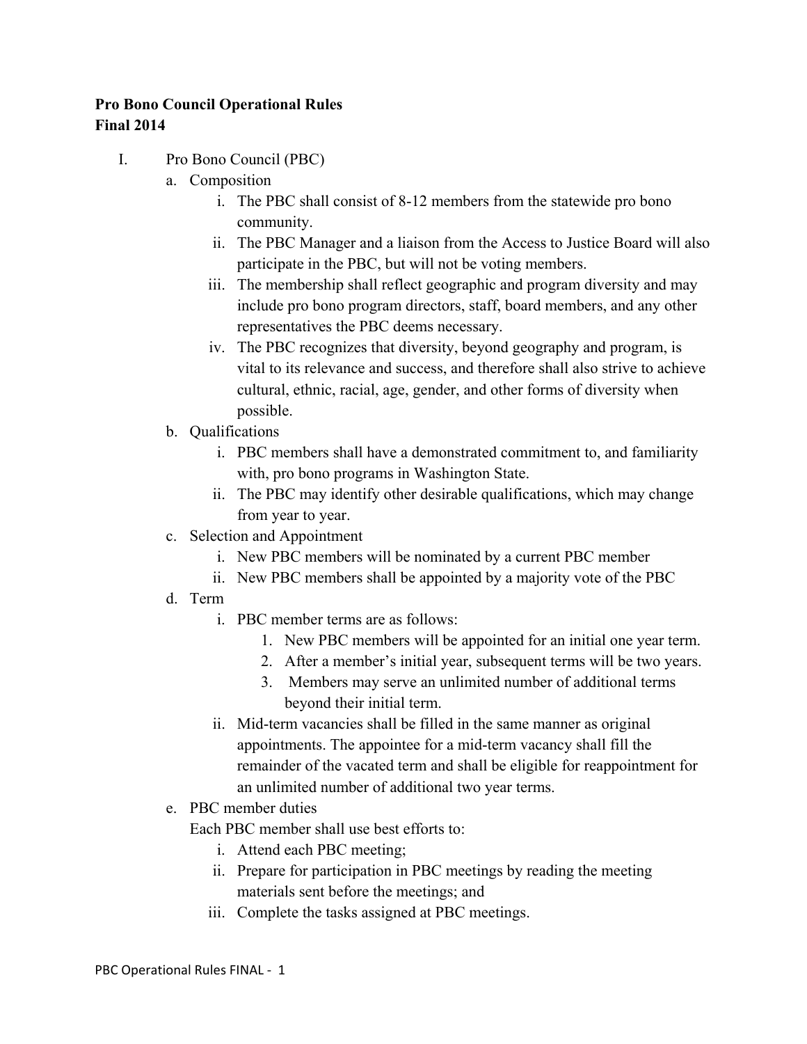**Pro Bono Council Operational Rules**
**Final 2014**

I. Pro Bono Council (PBC)
   a. Composition
      i. The PBC shall consist of 8-12 members from the statewide pro bono community.
      ii. The PBC Manager and a liaison from the Access to Justice Board will also participate in the PBC, but will not be voting members.
      iii. The membership shall reflect geographic and program diversity and may include pro bono program directors, staff, board members, and any other representatives the PBC deems necessary.
      iv. The PBC recognizes that diversity, beyond geography and program, is vital to its relevance and success, and therefore shall also strive to achieve cultural, ethnic, racial, age, gender, and other forms of diversity when possible.
   b. Qualifications
      i. PBC members shall have a demonstrated commitment to, and familiarity with, pro bono programs in Washington State.
      ii. The PBC may identify other desirable qualifications, which may change from year to year.
   c. Selection and Appointment
      i. New PBC members will be nominated by a current PBC member
      ii. New PBC members shall be appointed by a majority vote of the PBC
   d. Term
      i. PBC member terms are as follows:
         1. New PBC members will be appointed for an initial one year term.
         2. After a member's initial year, subsequent terms will be two years.
         3. Members may serve an unlimited number of additional terms beyond their initial term.
      ii. Mid-term vacancies shall be filled in the same manner as original appointments. The appointee for a mid-term vacancy shall fill the remainder of the vacated term and shall be eligible for reappointment for an unlimited number of additional two year terms.
   e. PBC member duties

      Each PBC member shall use best efforts to:
      i. Attend each PBC meeting;
      ii. Prepare for participation in PBC meetings by reading the meeting materials sent before the meetings; and
      iii. Complete the tasks assigned at PBC meetings.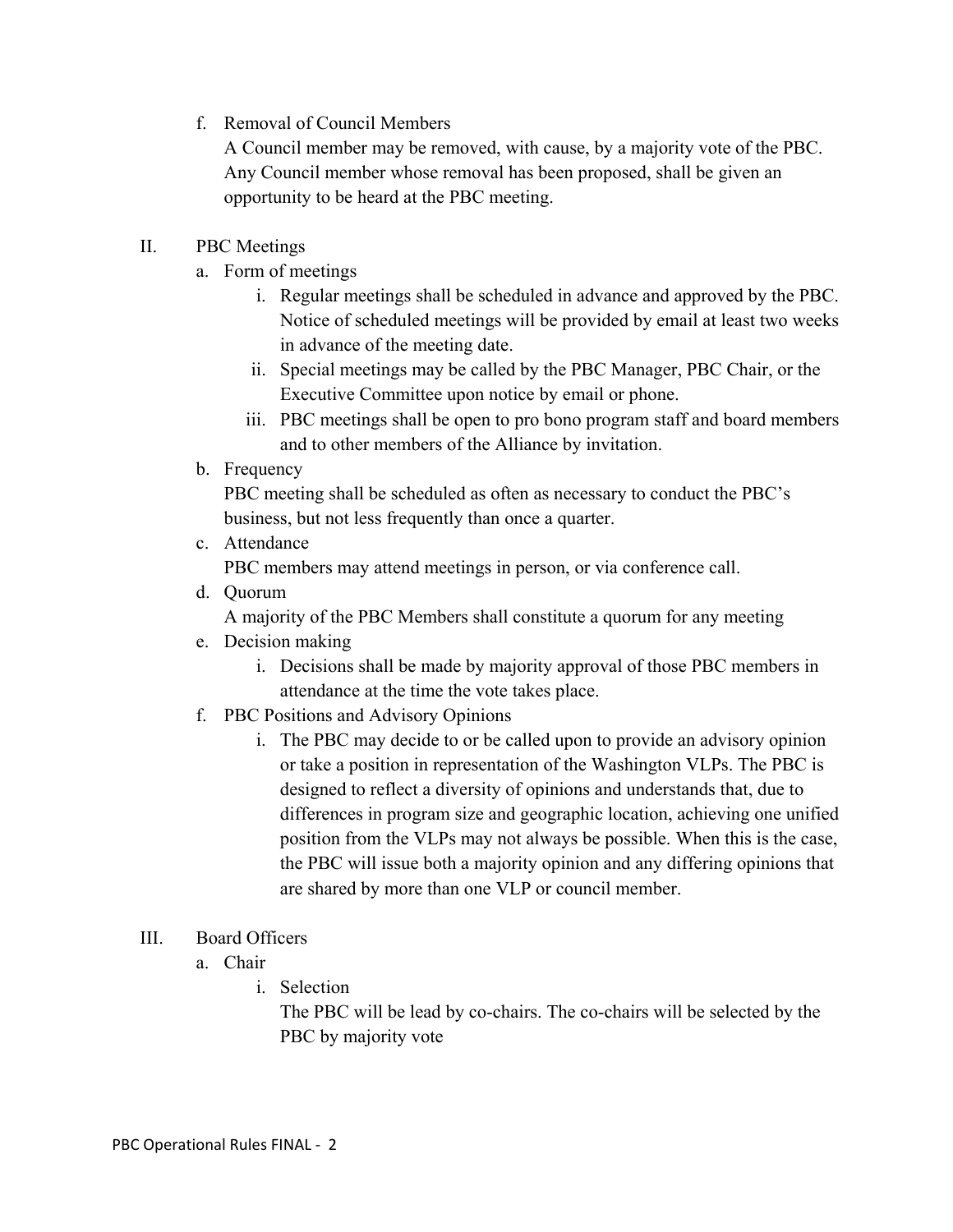f. Removal of Council Members

   A Council member may be removed, with cause, by a majority vote of the PBC. Any Council member whose removal has been proposed, shall be given an opportunity to be heard at the PBC meeting.

II. PBC Meetings

   a. Form of meetings
      i. Regular meetings shall be scheduled in advance and approved by the PBC. Notice of scheduled meetings will be provided by email at least two weeks in advance of the meeting date.
      ii. Special meetings may be called by the PBC Manager, PBC Chair, or the Executive Committee upon notice by email or phone.
      iii. PBC meetings shall be open to pro bono program staff and board members and to other members of the Alliance by invitation.

   b. Frequency

      PBC meeting shall be scheduled as often as necessary to conduct the PBC's business, but not less frequently than once a quarter.

   c. Attendance

      PBC members may attend meetings in person, or via conference call.

   d. Quorum

      A majority of the PBC Members shall constitute a quorum for any meeting

   e. Decision making
      i. Decisions shall be made by majority approval of those PBC members in attendance at the time the vote takes place.

   f. PBC Positions and Advisory Opinions
      i. The PBC may decide to or be called upon to provide an advisory opinion or take a position in representation of the Washington VLPs. The PBC is designed to reflect a diversity of opinions and understands that, due to differences in program size and geographic location, achieving one unified position from the VLPs may not always be possible. When this is the case, the PBC will issue both a majority opinion and any differing opinions that are shared by more than one VLP or council member.

III. Board Officers

   a. Chair
      i. Selection

         The PBC will be lead by co-chairs. The co-chairs will be selected by the PBC by majority vote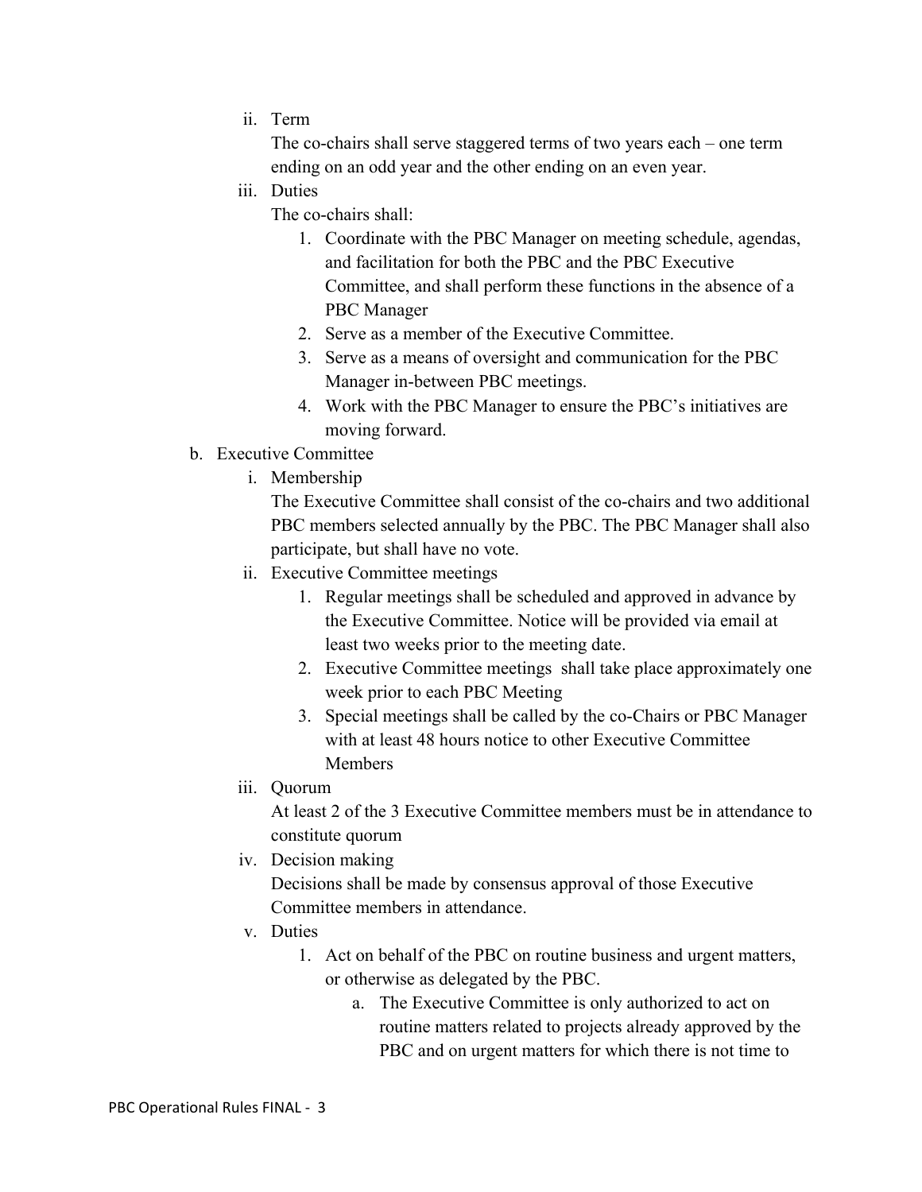ii. Term

The co-chairs shall serve staggered terms of two years each – one term ending on an odd year and the other ending on an even year.

iii. Duties

The co-chairs shall:

1. Coordinate with the PBC Manager on meeting schedule, agendas, and facilitation for both the PBC and the PBC Executive Committee, and shall perform these functions in the absence of a PBC Manager
2. Serve as a member of the Executive Committee.
3. Serve as a means of oversight and communication for the PBC Manager in-between PBC meetings.
4. Work with the PBC Manager to ensure the PBC's initiatives are moving forward.

b. Executive Committee

i. Membership

The Executive Committee shall consist of the co-chairs and two additional PBC members selected annually by the PBC. The PBC Manager shall also participate, but shall have no vote.

ii. Executive Committee meetings

1. Regular meetings shall be scheduled and approved in advance by the Executive Committee. Notice will be provided via email at least two weeks prior to the meeting date.
2. Executive Committee meetings shall take place approximately one week prior to each PBC Meeting
3. Special meetings shall be called by the co-Chairs or PBC Manager with at least 48 hours notice to other Executive Committee Members

iii. Quorum

At least 2 of the 3 Executive Committee members must be in attendance to constitute quorum

iv. Decision making

Decisions shall be made by consensus approval of those Executive Committee members in attendance.

v. Duties

1. Act on behalf of the PBC on routine business and urgent matters, or otherwise as delegated by the PBC.
    a. The Executive Committee is only authorized to act on routine matters related to projects already approved by the PBC and on urgent matters for which there is not time to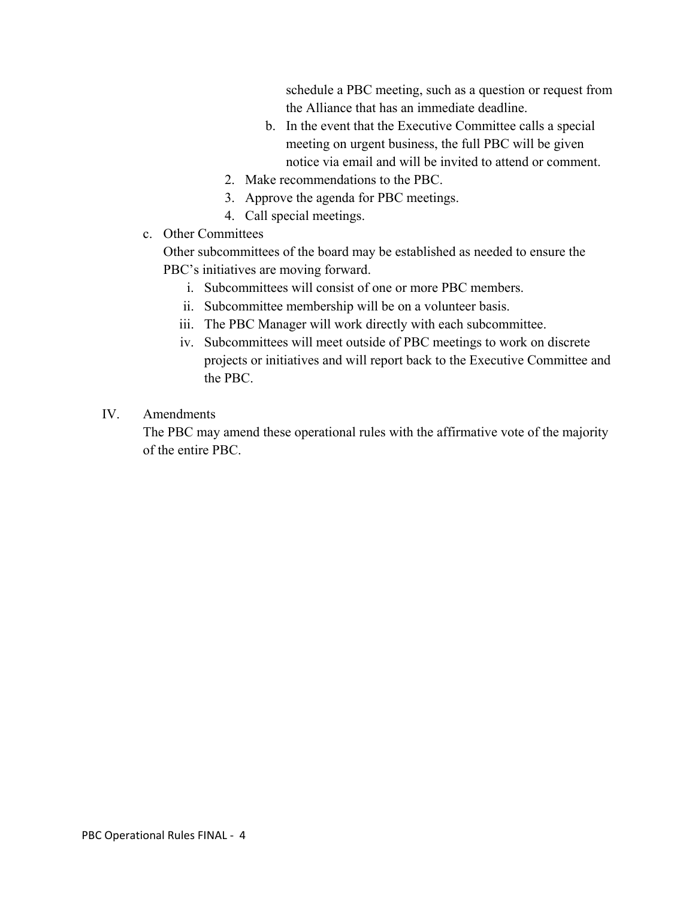schedule a PBC meeting, such as a question or request from the Alliance that has an immediate deadline.

b. In the event that the Executive Committee calls a special meeting on urgent business, the full PBC will be given notice via email and will be invited to attend or comment.

2. Make recommendations to the PBC.
3. Approve the agenda for PBC meetings.
4. Call special meetings.

c. Other Committees

Other subcommittees of the board may be established as needed to ensure the PBC's initiatives are moving forward.

i. Subcommittees will consist of one or more PBC members.
ii. Subcommittee membership will be on a volunteer basis.
iii. The PBC Manager will work directly with each subcommittee.
iv. Subcommittees will meet outside of PBC meetings to work on discrete projects or initiatives and will report back to the Executive Committee and the PBC.

## IV. Amendments

The PBC may amend these operational rules with the affirmative vote of the majority of the entire PBC.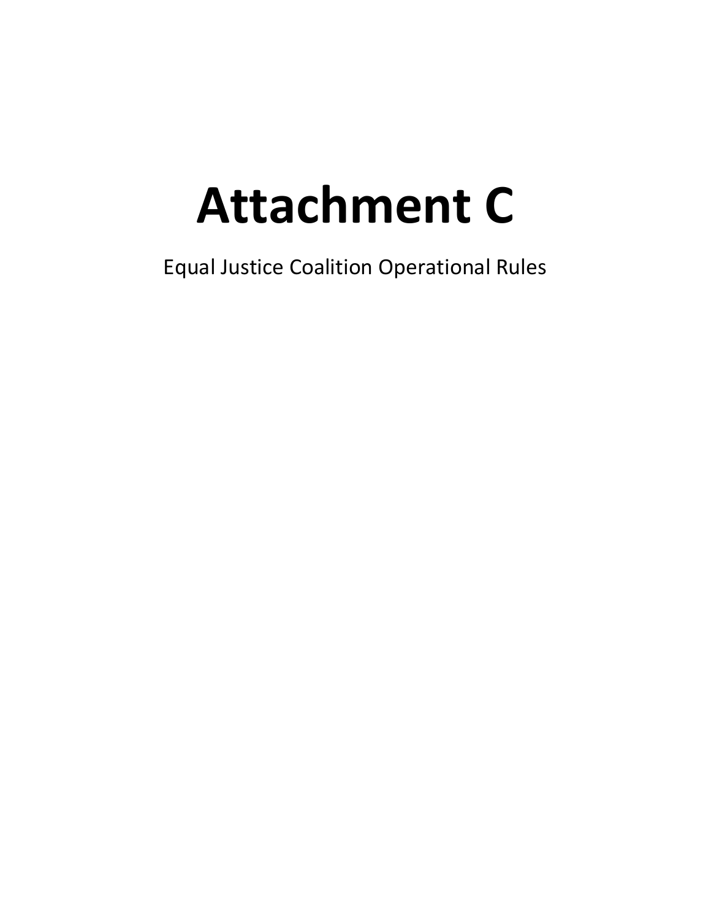# Attachment C

Equal Justice Coalition Operational Rules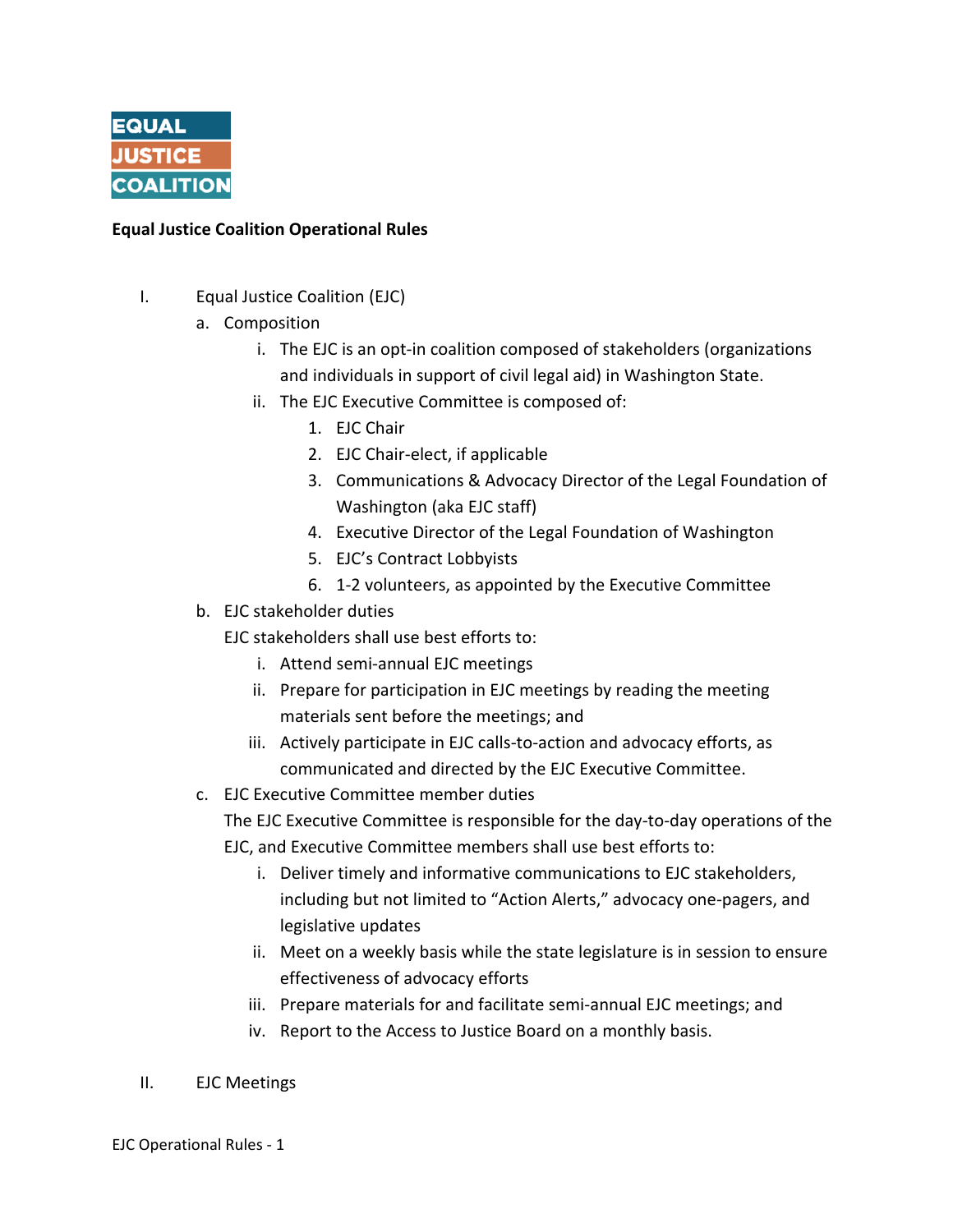EQUAL
JUSTICE
COALITION

**Equal Justice Coalition Operational Rules**

I. Equal Justice Coalition (EJC)

a. Composition

i. The EJC is an opt-in coalition composed of stakeholders (organizations and individuals in support of civil legal aid) in Washington State.

ii. The EJC Executive Committee is composed of:

1. EJC Chair
2. EJC Chair-elect, if applicable
3. Communications & Advocacy Director of the Legal Foundation of Washington (aka EJC staff)
4. Executive Director of the Legal Foundation of Washington
5. EJC's Contract Lobbyists
6. 1-2 volunteers, as appointed by the Executive Committee

b. EJC stakeholder duties

EJC stakeholders shall use best efforts to:

i. Attend semi-annual EJC meetings

ii. Prepare for participation in EJC meetings by reading the meeting materials sent before the meetings; and

iii. Actively participate in EJC calls-to-action and advocacy efforts, as communicated and directed by the EJC Executive Committee.

c. EJC Executive Committee member duties

The EJC Executive Committee is responsible for the day-to-day operations of the EJC, and Executive Committee members shall use best efforts to:

i. Deliver timely and informative communications to EJC stakeholders, including but not limited to "Action Alerts," advocacy one-pagers, and legislative updates

ii. Meet on a weekly basis while the state legislature is in session to ensure effectiveness of advocacy efforts

iii. Prepare materials for and facilitate semi-annual EJC meetings; and

iv. Report to the Access to Justice Board on a monthly basis.

II. EJC Meetings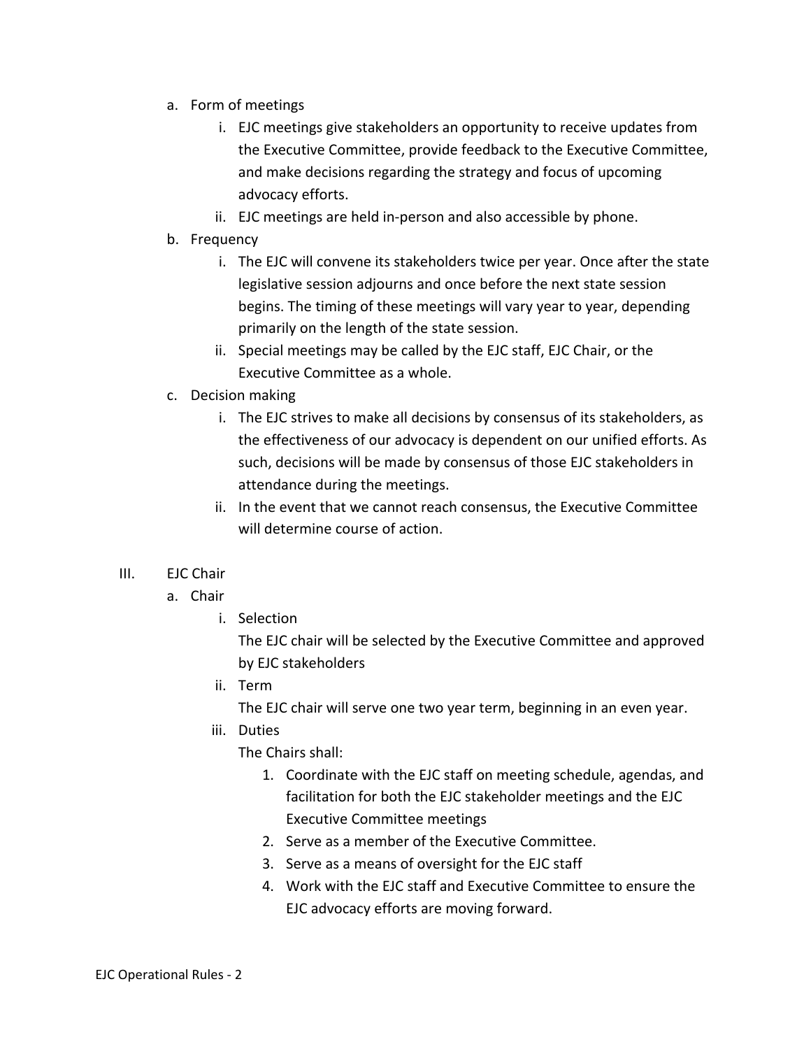a. Form of meetings
   i. EJC meetings give stakeholders an opportunity to receive updates from the Executive Committee, provide feedback to the Executive Committee, and make decisions regarding the strategy and focus of upcoming advocacy efforts.
   ii. EJC meetings are held in-person and also accessible by phone.
b. Frequency
   i. The EJC will convene its stakeholders twice per year. Once after the state legislative session adjourns and once before the next state session begins. The timing of these meetings will vary year to year, depending primarily on the length of the state session.
   ii. Special meetings may be called by the EJC staff, EJC Chair, or the Executive Committee as a whole.
c. Decision making
   i. The EJC strives to make all decisions by consensus of its stakeholders, as the effectiveness of our advocacy is dependent on our unified efforts. As such, decisions will be made by consensus of those EJC stakeholders in attendance during the meetings.
   ii. In the event that we cannot reach consensus, the Executive Committee will determine course of action.

III. EJC Chair

a. Chair
   i. Selection
      The EJC chair will be selected by the Executive Committee and approved by EJC stakeholders
   ii. Term
      The EJC chair will serve one two year term, beginning in an even year.
   iii. Duties
      The Chairs shall:
      1. Coordinate with the EJC staff on meeting schedule, agendas, and facilitation for both the EJC stakeholder meetings and the EJC Executive Committee meetings
      2. Serve as a member of the Executive Committee.
      3. Serve as a means of oversight for the EJC staff
      4. Work with the EJC staff and Executive Committee to ensure the EJC advocacy efforts are moving forward.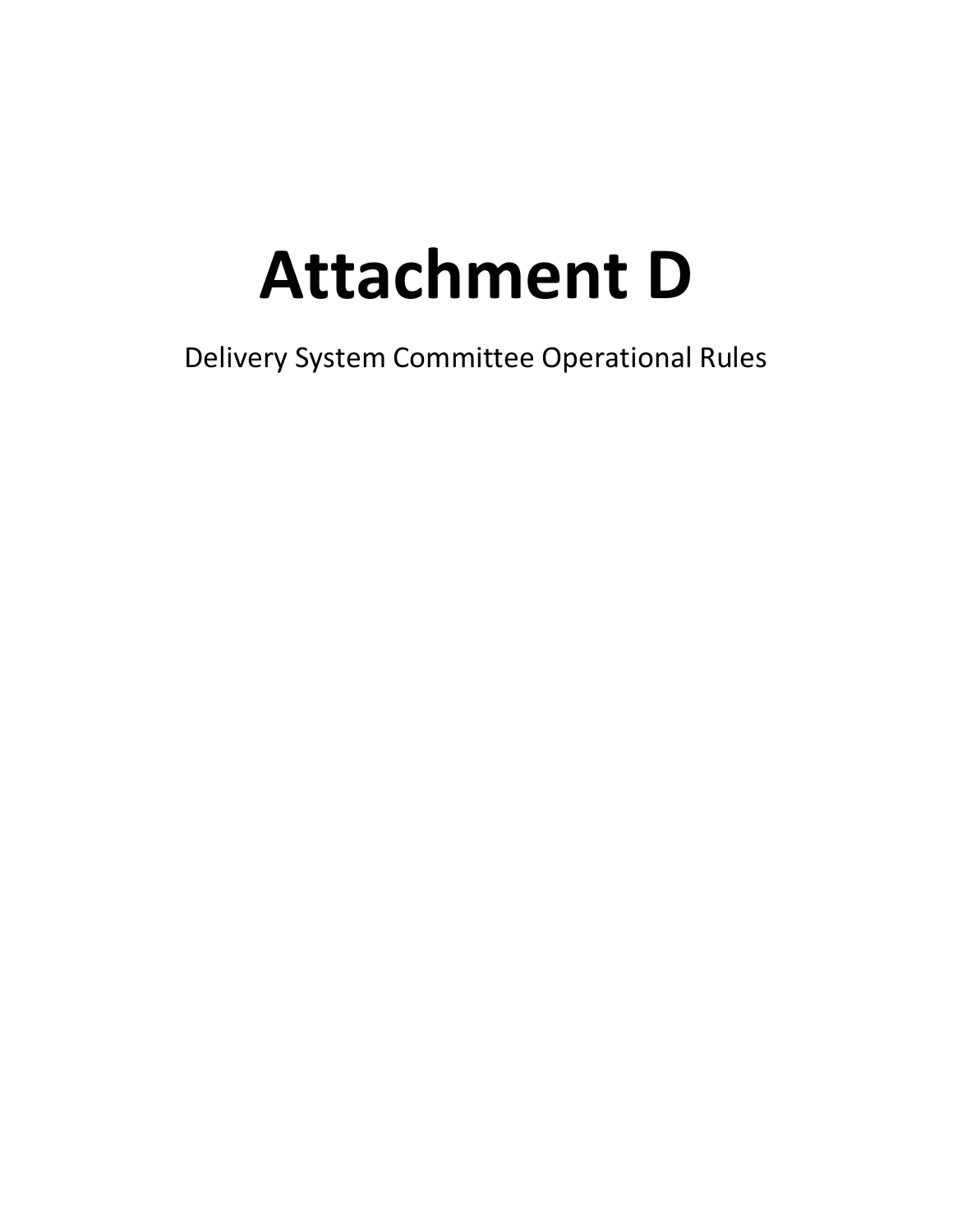# Attachment D

Delivery System Committee Operational Rules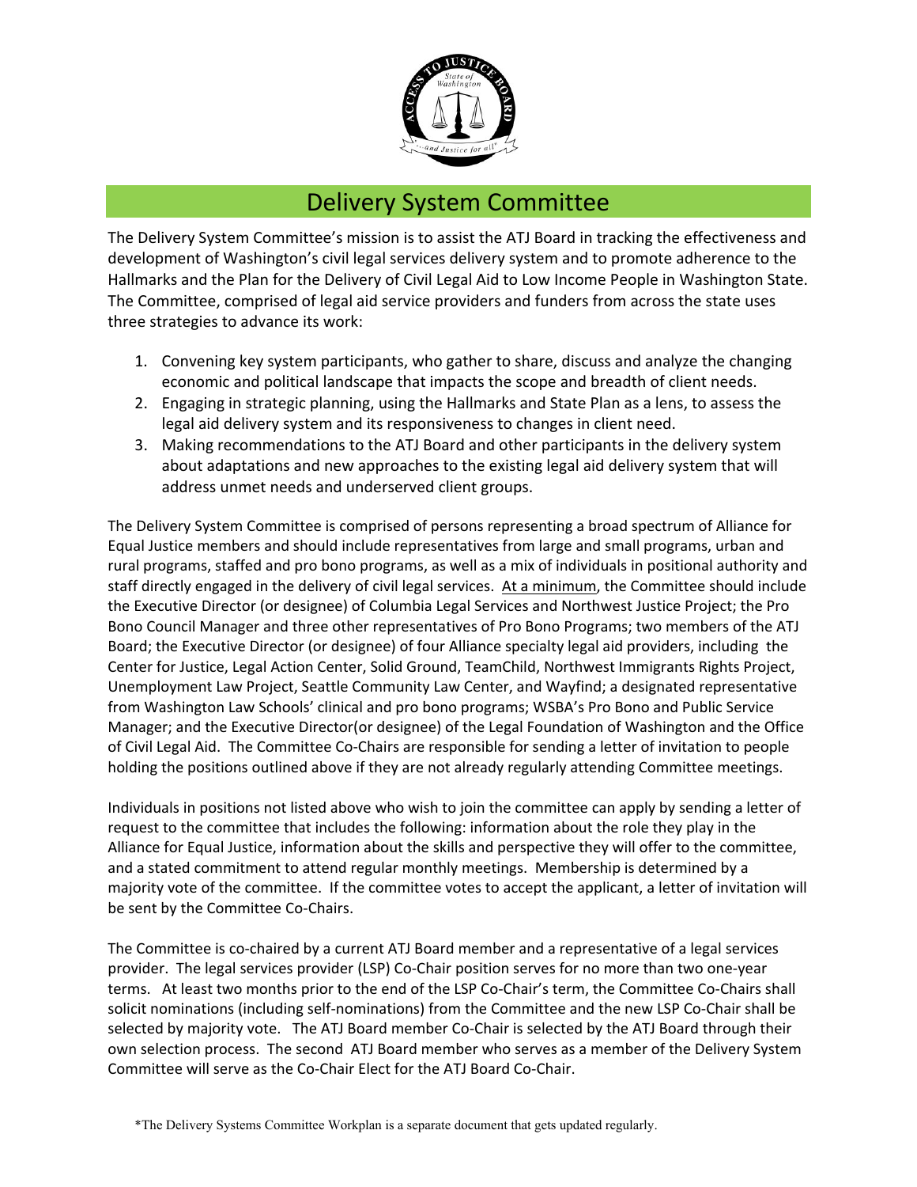# Delivery System Committee

The Delivery System Committee's mission is to assist the ATJ Board in tracking the effectiveness and development of Washington's civil legal services delivery system and to promote adherence to the Hallmarks and the Plan for the Delivery of Civil Legal Aid to Low Income People in Washington State. The Committee, comprised of legal aid service providers and funders from across the state uses three strategies to advance its work:

1. Convening key system participants, who gather to share, discuss and analyze the changing economic and political landscape that impacts the scope and breadth of client needs.
2. Engaging in strategic planning, using the Hallmarks and State Plan as a lens, to assess the legal aid delivery system and its responsiveness to changes in client need.
3. Making recommendations to the ATJ Board and other participants in the delivery system about adaptations and new approaches to the existing legal aid delivery system that will address unmet needs and underserved client groups.

The Delivery System Committee is comprised of persons representing a broad spectrum of Alliance for Equal Justice members and should include representatives from large and small programs, urban and rural programs, staffed and pro bono programs, as well as a mix of individuals in positional authority and staff directly engaged in the delivery of civil legal services. <u>At a minimum</u>, the Committee should include the Executive Director (or designee) of Columbia Legal Services and Northwest Justice Project; the Pro Bono Council Manager and three other representatives of Pro Bono Programs; two members of the ATJ Board; the Executive Director (or designee) of four Alliance specialty legal aid providers, including the Center for Justice, Legal Action Center, Solid Ground, TeamChild, Northwest Immigrants Rights Project, Unemployment Law Project, Seattle Community Law Center, and Wayfind; a designated representative from Washington Law Schools' clinical and pro bono programs; WSBA's Pro Bono and Public Service Manager; and the Executive Director(or designee) of the Legal Foundation of Washington and the Office of Civil Legal Aid. The Committee Co-Chairs are responsible for sending a letter of invitation to people holding the positions outlined above if they are not already regularly attending Committee meetings.

Individuals in positions not listed above who wish to join the committee can apply by sending a letter of request to the committee that includes the following: information about the role they play in the Alliance for Equal Justice, information about the skills and perspective they will offer to the committee, and a stated commitment to attend regular monthly meetings. Membership is determined by a majority vote of the committee. If the committee votes to accept the applicant, a letter of invitation will be sent by the Committee Co-Chairs.

The Committee is co-chaired by a current ATJ Board member and a representative of a legal services provider. The legal services provider (LSP) Co-Chair position serves for no more than two one-year terms. At least two months prior to the end of the LSP Co-Chair's term, the Committee Co-Chairs shall solicit nominations (including self-nominations) from the Committee and the new LSP Co-Chair shall be selected by majority vote. The ATJ Board member Co-Chair is selected by the ATJ Board through their own selection process. The second ATJ Board member who serves as a member of the Delivery System Committee will serve as the Co-Chair Elect for the ATJ Board Co-Chair.

*The Delivery Systems Committee Workplan is a separate document that gets updated regularly.